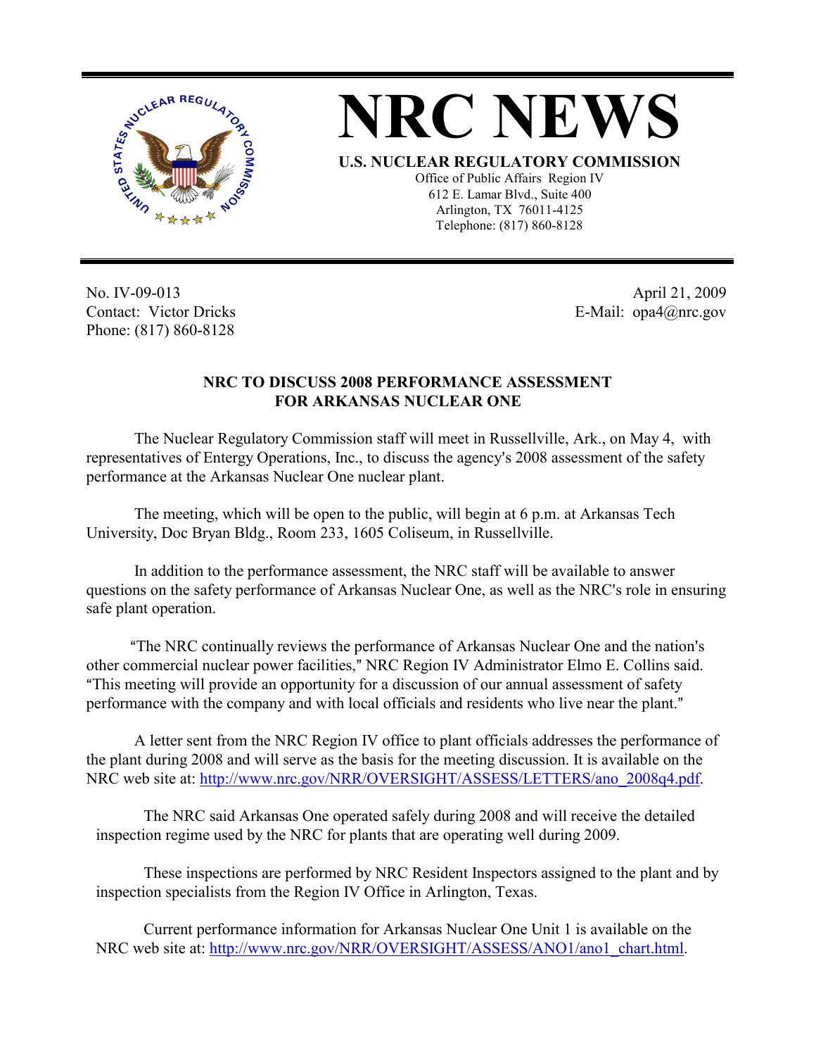# NRC NEWS

**U.S. NUCLEAR REGULATORY COMMISSION**

Office of Public Affairs Region IV
612 E. Lamar Blvd., Suite 400
Arlington, TX 76011-4125
Telephone: (817) 860-8128

No. IV-09-013
Contact: Victor Dricks
Phone: (817) 860-8128

April 21, 2009
E-Mail: opa4@nrc.gov

**NRC TO DISCUSS 2008 PERFORMANCE ASSESSMENT FOR ARKANSAS NUCLEAR ONE**

The Nuclear Regulatory Commission staff will meet in Russellville, Ark., on May 4, with representatives of Entergy Operations, Inc., to discuss the agency's 2008 assessment of the safety performance at the Arkansas Nuclear One nuclear plant.

The meeting, which will be open to the public, will begin at 6 p.m. at Arkansas Tech University, Doc Bryan Bldg., Room 233, 1605 Coliseum, in Russellville.

In addition to the performance assessment, the NRC staff will be available to answer questions on the safety performance of Arkansas Nuclear One, as well as the NRC's role in ensuring safe plant operation.

"The NRC continually reviews the performance of Arkansas Nuclear One and the nation's other commercial nuclear power facilities," NRC Region IV Administrator Elmo E. Collins said. "This meeting will provide an opportunity for a discussion of our annual assessment of safety performance with the company and with local officials and residents who live near the plant."

A letter sent from the NRC Region IV office to plant officials addresses the performance of the plant during 2008 and will serve as the basis for the meeting discussion. It is available on the NRC web site at: http://www.nrc.gov/NRR/OVERSIGHT/ASSESS/LETTERS/ano_2008q4.pdf.

The NRC said Arkansas One operated safely during 2008 and will receive the detailed inspection regime used by the NRC for plants that are operating well during 2009.

These inspections are performed by NRC Resident Inspectors assigned to the plant and by inspection specialists from the Region IV Office in Arlington, Texas.

Current performance information for Arkansas Nuclear One Unit 1 is available on the NRC web site at: http://www.nrc.gov/NRR/OVERSIGHT/ASSESS/ANO1/ano1_chart.html.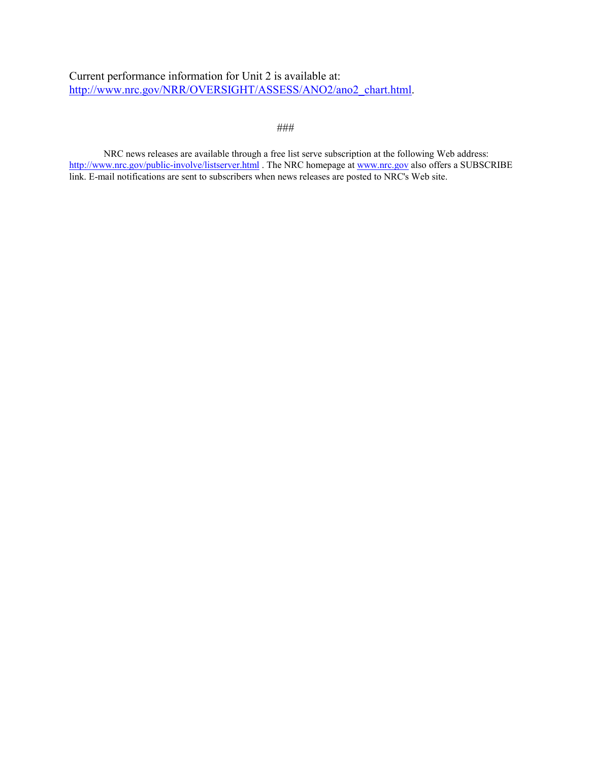Current performance information for Unit 2 is available at:
http://www.nrc.gov/NRR/OVERSIGHT/ASSESS/ANO2/ano2_chart.html.

###

NRC news releases are available through a free list serve subscription at the following Web address: http://www.nrc.gov/public-involve/listserver.html . The NRC homepage at www.nrc.gov also offers a SUBSCRIBE link. E-mail notifications are sent to subscribers when news releases are posted to NRC's Web site.